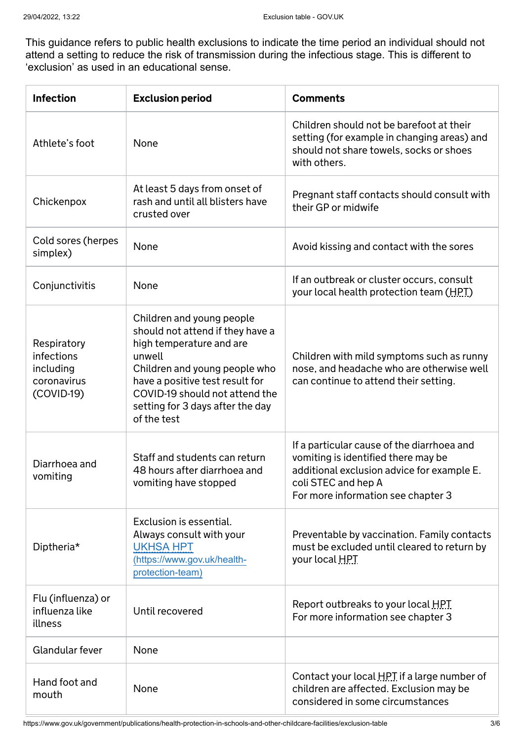This guidance refers to public health exclusions to indicate the time period an individual should not attend a setting to reduce the risk of transmission during the infectious stage. This is different to 'exclusion' as used in an educational sense.

| Infection | Exclusion period | Comments |
|---|---|---|
| Athlete's foot | None | Children should not be barefoot at their setting (for example in changing areas) and should not share towels, socks or shoes with others. |
| Chickenpox | At least 5 days from onset of rash and until all blisters have crusted over | Pregnant staff contacts should consult with their GP or midwife |
| Cold sores (herpes simplex) | None | Avoid kissing and contact with the sores |
| Conjunctivitis | None | If an outbreak or cluster occurs, consult your local health protection team (HPT) |
| Respiratory infections including coronavirus (COVID-19) | Children and young people should not attend if they have a high temperature and are unwell<br>Children and young people who have a positive test result for COVID-19 should not attend the setting for 3 days after the day of the test | Children with mild symptoms such as runny nose, and headache who are otherwise well can continue to attend their setting. |
| Diarrhoea and vomiting | Staff and students can return 48 hours after diarrhoea and vomiting have stopped | If a particular cause of the diarrhoea and vomiting is identified there may be additional exclusion advice for example E. coli STEC and hep A<br>For more information see chapter 3 |
| Diptheria* | Exclusion is essential.<br>Always consult with your [UKHSA HPT (https://www.gov.uk/health-protection-team)](https://www.gov.uk/health-protection-team) | Preventable by vaccination. Family contacts must be excluded until cleared to return by your local HPT |
| Flu (influenza) or influenza like illness | Until recovered | Report outbreaks to your local HPT<br>For more information see chapter 3 |
| Glandular fever | None | |
| Hand foot and mouth | None | Contact your local HPT if a large number of children are affected. Exclusion may be considered in some circumstances |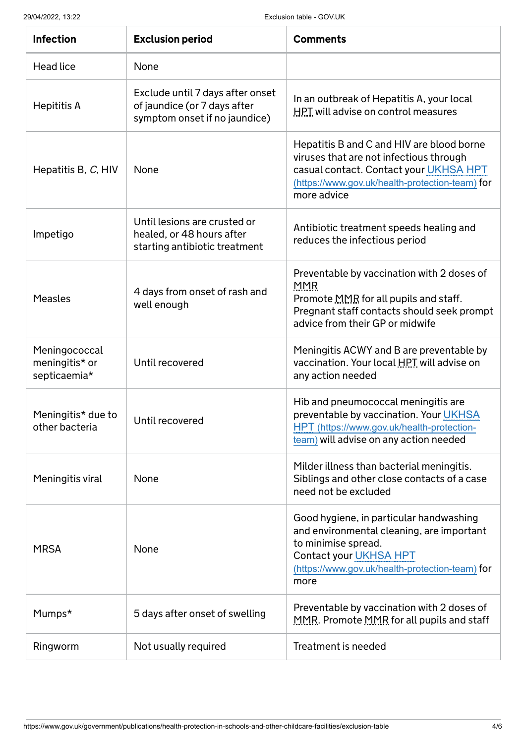| Infection | Exclusion period | Comments |
| --- | --- | --- |
| Head lice | None | |
| Hepititis A | Exclude until 7 days after onset of jaundice (or 7 days after symptom onset if no jaundice) | In an outbreak of Hepatitis A, your local HPT will advise on control measures |
| Hepatitis B, C, HIV | None | Hepatitis B and C and HIV are blood borne viruses that are not infectious through casual contact. Contact your UKHSA HPT (https://www.gov.uk/health-protection-team) for more advice |
| Impetigo | Until lesions are crusted or healed, or 48 hours after starting antibiotic treatment | Antibiotic treatment speeds healing and reduces the infectious period |
| Measles | 4 days from onset of rash and well enough | Preventable by vaccination with 2 doses of MMR<br>Promote MMR for all pupils and staff. Pregnant staff contacts should seek prompt advice from their GP or midwife |
| Meningococcal meningitis* or septicaemia* | Until recovered | Meningitis ACWY and B are preventable by vaccination. Your local HPT will advise on any action needed |
| Meningitis* due to other bacteria | Until recovered | Hib and pneumococcal meningitis are preventable by vaccination. Your UKHSA HPT (https://www.gov.uk/health-protection-team) will advise on any action needed |
| Meningitis viral | None | Milder illness than bacterial meningitis. Siblings and other close contacts of a case need not be excluded |
| MRSA | None | Good hygiene, in particular handwashing and environmental cleaning, are important to minimise spread.<br>Contact your UKHSA HPT (https://www.gov.uk/health-protection-team) for more |
| Mumps* | 5 days after onset of swelling | Preventable by vaccination with 2 doses of MMR. Promote MMR for all pupils and staff |
| Ringworm | Not usually required | Treatment is needed |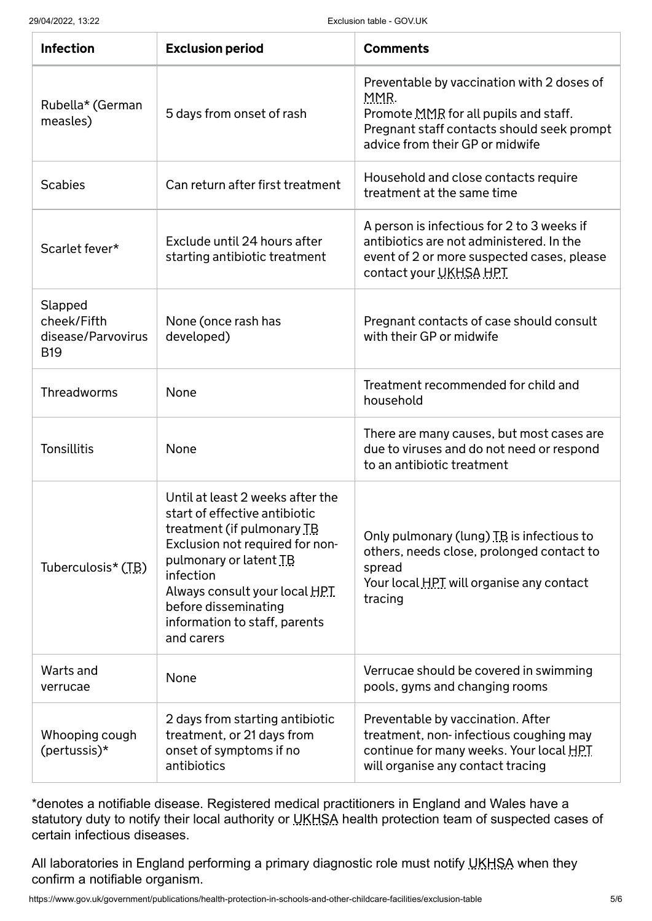| Infection | Exclusion period | Comments |
|---|---|---|
| Rubella* (German measles) | 5 days from onset of rash | Preventable by vaccination with 2 doses of MMR.<br>Promote MMR for all pupils and staff.<br>Pregnant staff contacts should seek prompt advice from their GP or midwife |
| Scabies | Can return after first treatment | Household and close contacts require treatment at the same time |
| Scarlet fever* | Exclude until 24 hours after starting antibiotic treatment | A person is infectious for 2 to 3 weeks if antibiotics are not administered. In the event of 2 or more suspected cases, please contact your UKHSA HPT |
| Slapped cheek/Fifth disease/Parvovirus B19 | None (once rash has developed) | Pregnant contacts of case should consult with their GP or midwife |
| Threadworms | None | Treatment recommended for child and household |
| Tonsillitis | None | There are many causes, but most cases are due to viruses and do not need or respond to an antibiotic treatment |
| Tuberculosis* (TB) | Until at least 2 weeks after the start of effective antibiotic treatment (if pulmonary TB<br>Exclusion not required for non-pulmonary or latent TB infection<br>Always consult your local HPT before disseminating information to staff, parents and carers | Only pulmonary (lung) TB is infectious to others, needs close, prolonged contact to spread<br>Your local HPT will organise any contact tracing |
| Warts and verrucae | None | Verrucae should be covered in swimming pools, gyms and changing rooms |
| Whooping cough (pertussis)* | 2 days from starting antibiotic treatment, or 21 days from onset of symptoms if no antibiotics | Preventable by vaccination. After treatment, non- infectious coughing may continue for many weeks. Your local HPT will organise any contact tracing |

*denotes a notifiable disease. Registered medical practitioners in England and Wales have a statutory duty to notify their local authority or UKHSA health protection team of suspected cases of certain infectious diseases.

All laboratories in England performing a primary diagnostic role must notify UKHSA when they confirm a notifiable organism.